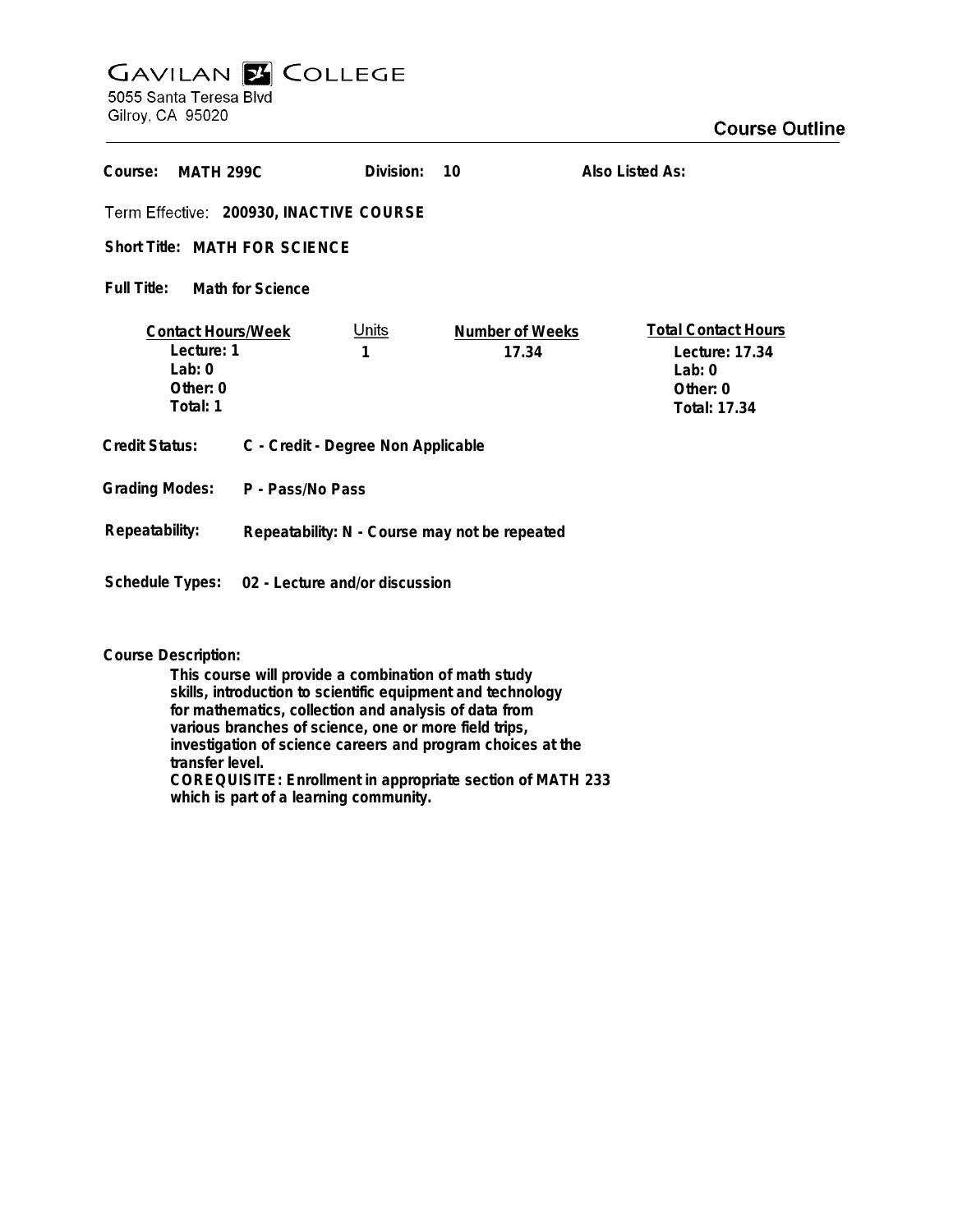# GAVILAN COLLEGE

5055 Santa Teresa Blvd
Gilroy, CA 95020

## Course Outline

**Course:** MATH 299C **Division:** 10 **Also Listed As:**

**Term Effective:** 200930, INACTIVE COURSE

**Short Title:** MATH FOR SCIENCE

**Full Title:** Math for Science

| Contact Hours/Week | Units | Number of Weeks | Total Contact Hours |
|---|---|---|---|
| Lecture: 1 | 1 | 17.34 | Lecture: 17.34 |
| Lab: 0 | | | Lab: 0 |
| Other: 0 | | | Other: 0 |
| Total: 1 | | | Total: 17.34 |

**Credit Status:** C - Credit - Degree Non Applicable

**Grading Modes:** P - Pass/No Pass

**Repeatability:** Repeatability: N - Course may not be repeated

**Schedule Types:** 02 - Lecture and/or discussion

**Course Description:**

This course will provide a combination of math study skills, introduction to scientific equipment and technology for mathematics, collection and analysis of data from various branches of science, one or more field trips, investigation of science careers and program choices at the transfer level.
COREQUISITE: Enrollment in appropriate section of MATH 233 which is part of a learning community.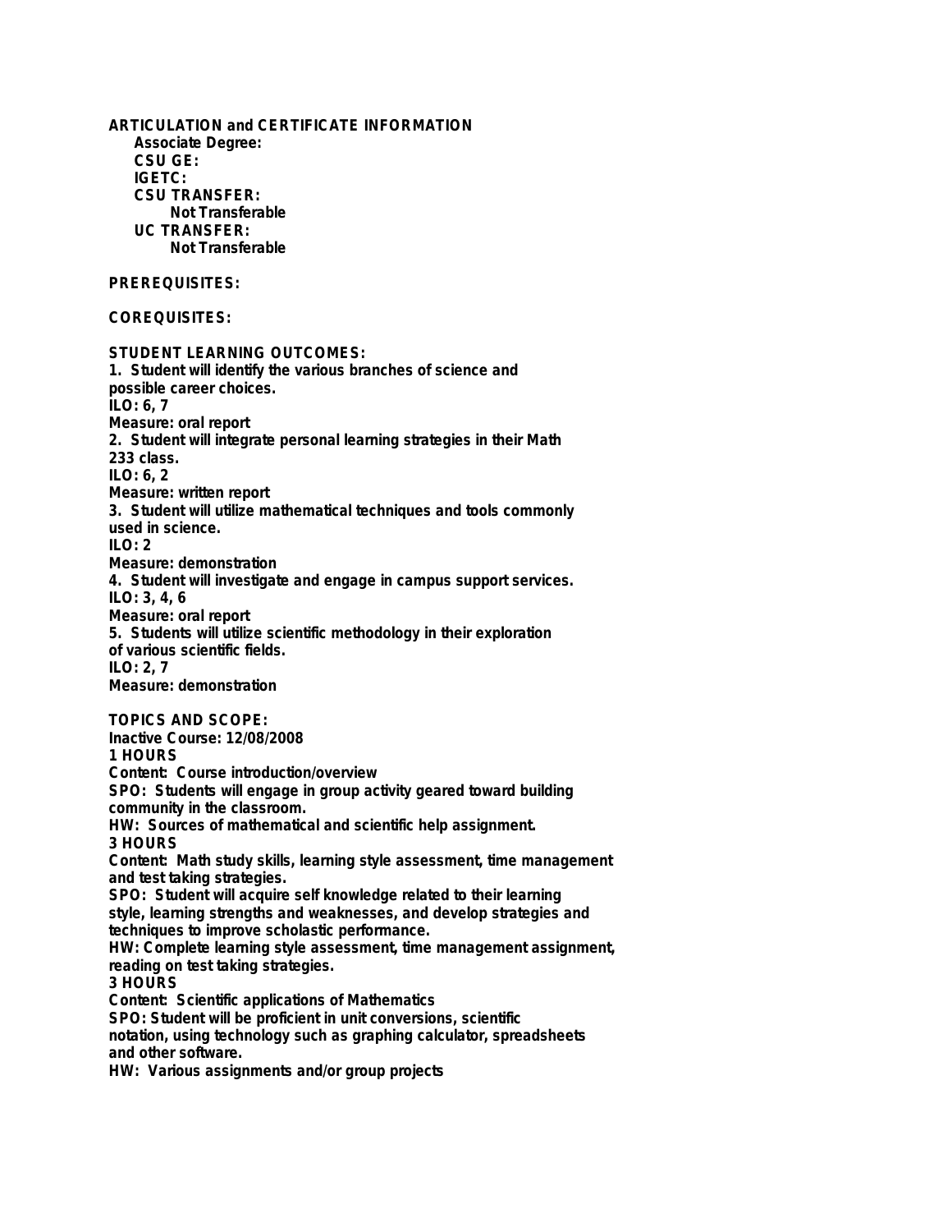**ARTICULATION and CERTIFICATE INFORMATION**

**Associate Degree:**

**CSU GE:**

**IGETC:**

**CSU TRANSFER:**

Not Transferable

**UC TRANSFER:**

Not Transferable

**PREREQUISITES:**

**COREQUISITES:**

**STUDENT LEARNING OUTCOMES:**

1. Student will identify the various branches of science and possible career choices.
ILO: 6, 7
Measure: oral report
2. Student will integrate personal learning strategies in their Math 233 class.
ILO: 6, 2
Measure: written report
3. Student will utilize mathematical techniques and tools commonly used in science.
ILO: 2
Measure: demonstration
4. Student will investigate and engage in campus support services.
ILO: 3, 4, 6
Measure: oral report
5. Students will utilize scientific methodology in their exploration of various scientific fields.
ILO: 2, 7
Measure: demonstration

**TOPICS AND SCOPE:**

Inactive Course: 12/08/2008

**1 HOURS**

Content: Course introduction/overview

SPO: Students will engage in group activity geared toward building community in the classroom.

HW: Sources of mathematical and scientific help assignment.

**3 HOURS**

Content: Math study skills, learning style assessment, time management and test taking strategies.

SPO: Student will acquire self knowledge related to their learning style, learning strengths and weaknesses, and develop strategies and techniques to improve scholastic performance.

HW: Complete learning style assessment, time management assignment, reading on test taking strategies.

**3 HOURS**

Content: Scientific applications of Mathematics

SPO: Student will be proficient in unit conversions, scientific notation, using technology such as graphing calculator, spreadsheets and other software.

HW: Various assignments and/or group projects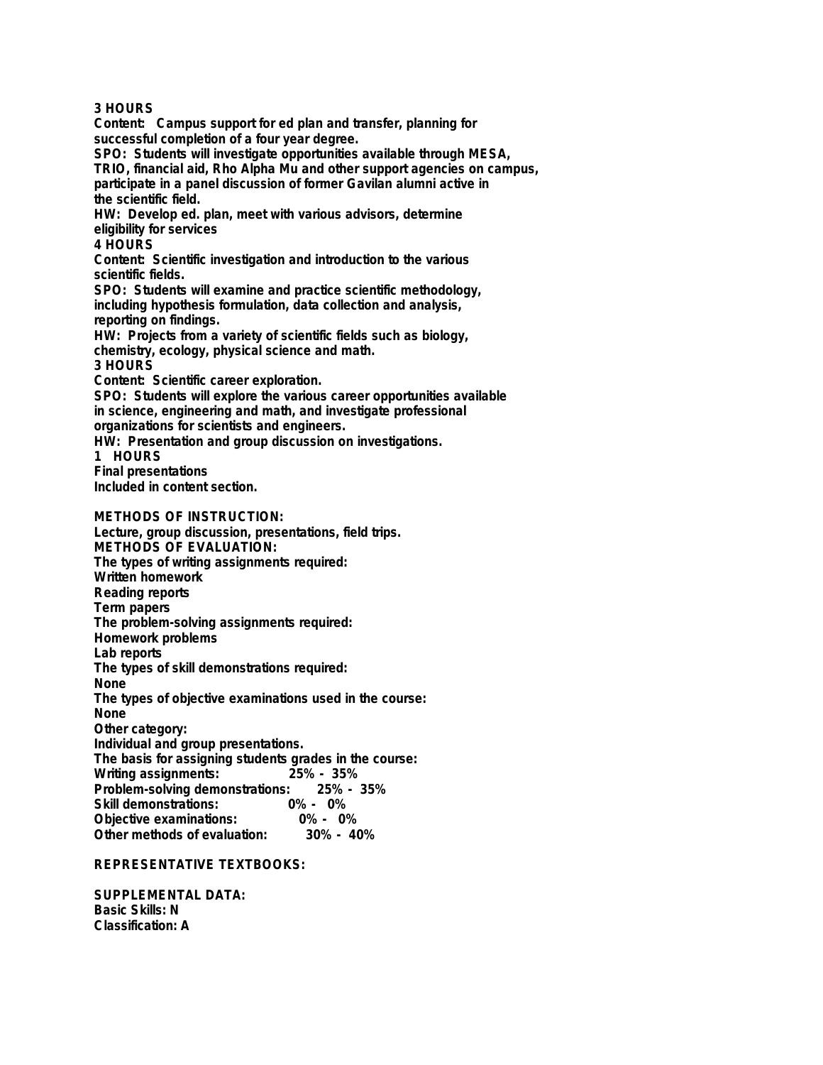**3 HOURS**
**Content: Campus support for ed plan and transfer, planning for successful completion of a four year degree.**
**SPO: Students will investigate opportunities available through MESA, TRIO, financial aid, Rho Alpha Mu and other support agencies on campus, participate in a panel discussion of former Gavilan alumni active in the scientific field.**
**HW: Develop ed. plan, meet with various advisors, determine eligibility for services**
**4 HOURS**
**Content: Scientific investigation and introduction to the various scientific fields.**
**SPO: Students will examine and practice scientific methodology, including hypothesis formulation, data collection and analysis, reporting on findings.**
**HW: Projects from a variety of scientific fields such as biology, chemistry, ecology, physical science and math.**
**3 HOURS**
**Content: Scientific career exploration.**
**SPO: Students will explore the various career opportunities available in science, engineering and math, and investigate professional organizations for scientists and engineers.**
**HW: Presentation and group discussion on investigations.**
**1 HOURS**
**Final presentations**
**Included in content section.**

**METHODS OF INSTRUCTION:**
**Lecture, group discussion, presentations, field trips.**
**METHODS OF EVALUATION:**
**The types of writing assignments required:**
**Written homework**
**Reading reports**
**Term papers**
**The problem-solving assignments required:**
**Homework problems**
**Lab reports**
**The types of skill demonstrations required:**
**None**
**The types of objective examinations used in the course:**
**None**
**Other category:**
**Individual and group presentations.**
**The basis for assigning students grades in the course:**
**Writing assignments: 25% - 35%**
**Problem-solving demonstrations: 25% - 35%**
**Skill demonstrations: 0% - 0%**
**Objective examinations: 0% - 0%**
**Other methods of evaluation: 30% - 40%**

**REPRESENTATIVE TEXTBOOKS:**

**SUPPLEMENTAL DATA:**
**Basic Skills: N**
**Classification: A**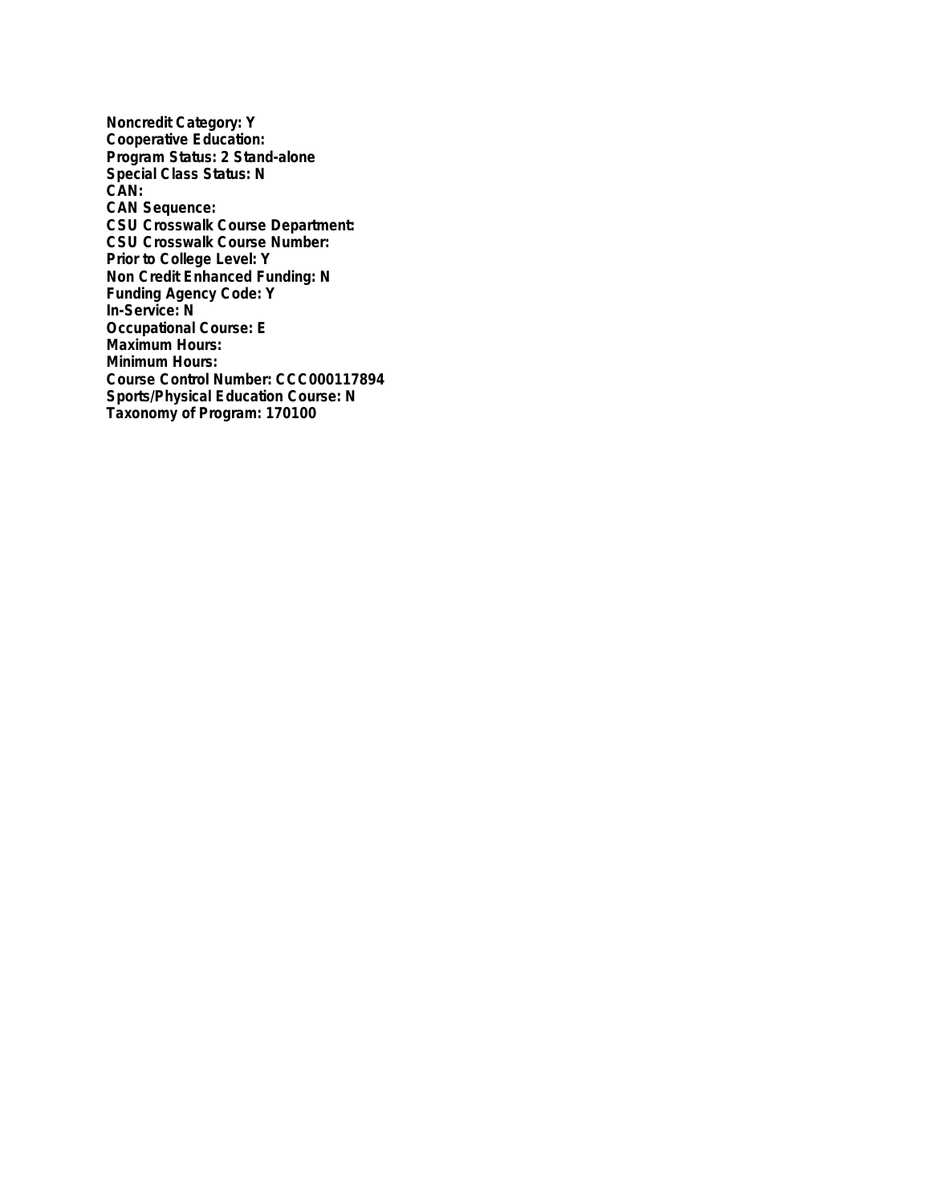**Noncredit Category: Y**
**Cooperative Education:**
**Program Status: 2 Stand-alone**
**Special Class Status: N**
**CAN:**
**CAN Sequence:**
**CSU Crosswalk Course Department:**
**CSU Crosswalk Course Number:**
**Prior to College Level: Y**
**Non Credit Enhanced Funding: N**
**Funding Agency Code: Y**
**In-Service: N**
**Occupational Course: E**
**Maximum Hours:**
**Minimum Hours:**
**Course Control Number: CCC000117894**
**Sports/Physical Education Course: N**
**Taxonomy of Program: 170100**